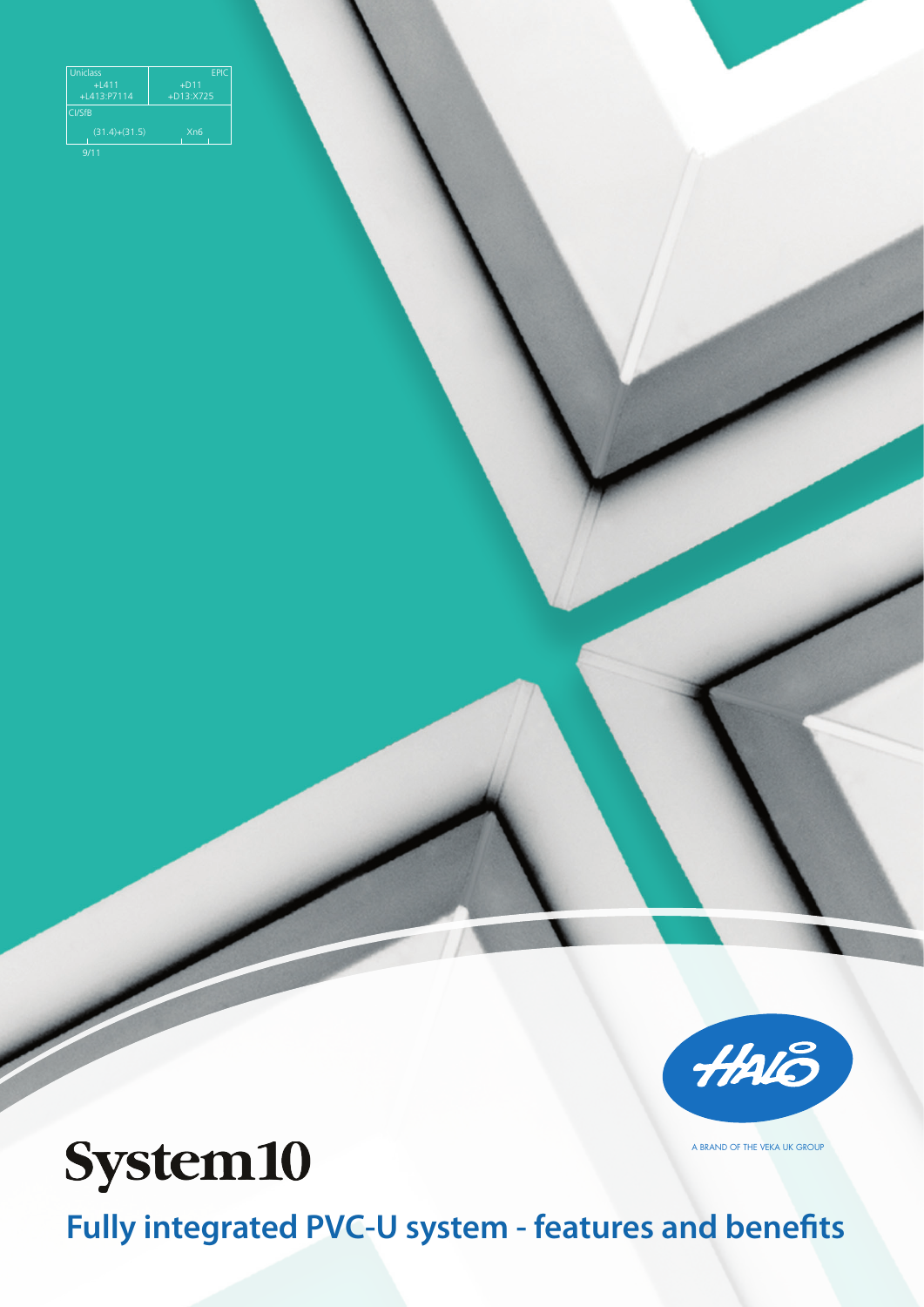| Uniclass | EPIC |
|---|---|
| +L411<br>+L413:P7114 | +D11<br>+D13:X725 |
| CI/SfB | |
| (31.4)+(31.5) | Xn6 |

9/11

HALO

A BRAND OF THE VEKA UK GROUP

# System10

## Fully integrated PVC-U system - features and benefits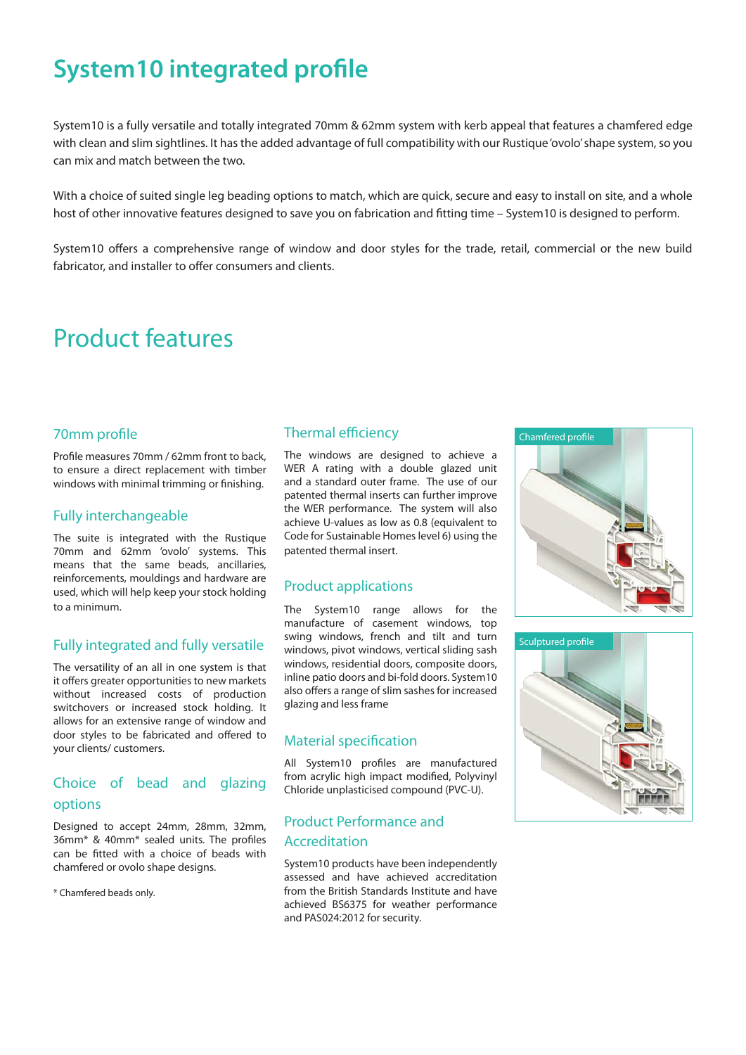# System10 integrated profile

System10 is a fully versatile and totally integrated 70mm & 62mm system with kerb appeal that features a chamfered edge with clean and slim sightlines. It has the added advantage of full compatibility with our Rustique 'ovolo' shape system, so you can mix and match between the two.

With a choice of suited single leg beading options to match, which are quick, secure and easy to install on site, and a whole host of other innovative features designed to save you on fabrication and fitting time – System10 is designed to perform.

System10 offers a comprehensive range of window and door styles for the trade, retail, commercial or the new build fabricator, and installer to offer consumers and clients.

# Product features

### 70mm profile

Profile measures 70mm / 62mm front to back, to ensure a direct replacement with timber windows with minimal trimming or finishing.

### Fully interchangeable

The suite is integrated with the Rustique 70mm and 62mm 'ovolo' systems. This means that the same beads, ancillaries, reinforcements, mouldings and hardware are used, which will help keep your stock holding to a minimum.

### Fully integrated and fully versatile

The versatility of an all in one system is that it offers greater opportunities to new markets without increased costs of production switchovers or increased stock holding. It allows for an extensive range of window and door styles to be fabricated and offered to your clients/ customers.

### Choice of bead and glazing options

Designed to accept 24mm, 28mm, 32mm, 36mm* & 40mm* sealed units. The profiles can be fitted with a choice of beads with chamfered or ovolo shape designs.

* Chamfered beads only.

### Thermal efficiency

The windows are designed to achieve a WER A rating with a double glazed unit and a standard outer frame. The use of our patented thermal inserts can further improve the WER performance. The system will also achieve U-values as low as 0.8 (equivalent to Code for Sustainable Homes level 6) using the patented thermal insert.

### Product applications

The System10 range allows for the manufacture of casement windows, top swing windows, french and tilt and turn windows, pivot windows, vertical sliding sash windows, residential doors, composite doors, inline patio doors and bi-fold doors. System10 also offers a range of slim sashes for increased glazing and less frame

### Material specification

All System10 profiles are manufactured from acrylic high impact modified, Polyvinyl Chloride unplasticised compound (PVC-U).

### Product Performance and Accreditation

System10 products have been independently assessed and have achieved accreditation from the British Standards Institute and have achieved BS6375 for weather performance and PAS024:2012 for security.

Chamfered profile

Sculptured profile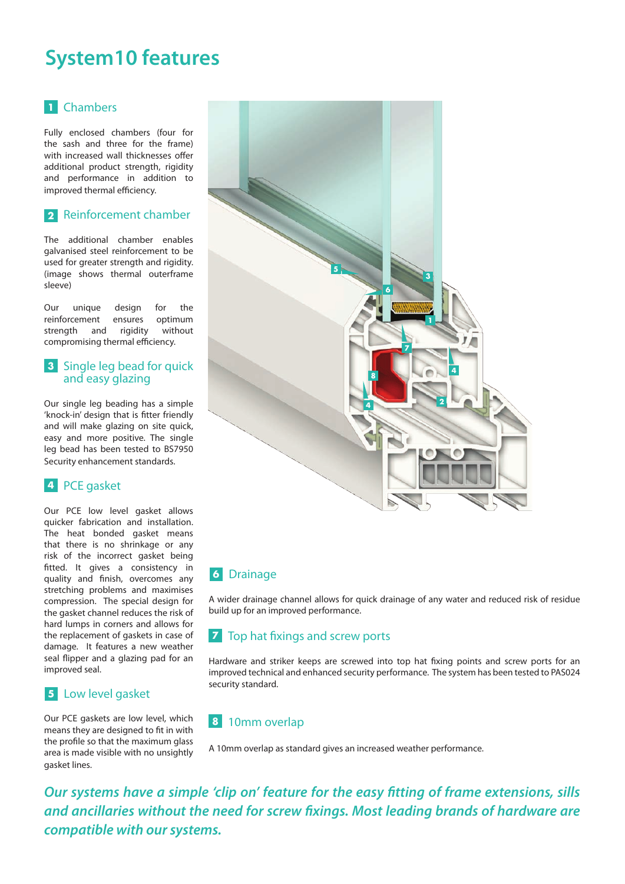# System10 features

## 1 Chambers

Fully enclosed chambers (four for the sash and three for the frame) with increased wall thicknesses offer additional product strength, rigidity and performance in addition to improved thermal efficiency.

## 2 Reinforcement chamber

The additional chamber enables galvanised steel reinforcement to be used for greater strength and rigidity. (image shows thermal outerframe sleeve)

Our unique design for the reinforcement ensures optimum strength and rigidity without compromising thermal efficiency.

## 3 Single leg bead for quick and easy glazing

Our single leg beading has a simple 'knock-in' design that is fitter friendly and will make glazing on site quick, easy and more positive. The single leg bead has been tested to BS7950 Security enhancement standards.

## 4 PCE gasket

Our PCE low level gasket allows quicker fabrication and installation. The heat bonded gasket means that there is no shrinkage or any risk of the incorrect gasket being fitted. It gives a consistency in quality and finish, overcomes any stretching problems and maximises compression. The special design for the gasket channel reduces the risk of hard lumps in corners and allows for the replacement of gaskets in case of damage. It features a new weather seal flipper and a glazing pad for an improved seal.

## 5 Low level gasket

Our PCE gaskets are low level, which means they are designed to fit in with the profile so that the maximum glass area is made visible with no unsightly gasket lines.

## 6 Drainage

A wider drainage channel allows for quick drainage of any water and reduced risk of residue build up for an improved performance.

## 7 Top hat fixings and screw ports

Hardware and striker keeps are screwed into top hat fixing points and screw ports for an improved technical and enhanced security performance. The system has been tested to PAS024 security standard.

## 8 10mm overlap

A 10mm overlap as standard gives an increased weather performance.

*Our systems have a simple 'clip on' feature for the easy fitting of frame extensions, sills and ancillaries without the need for screw fixings. Most leading brands of hardware are compatible with our systems.*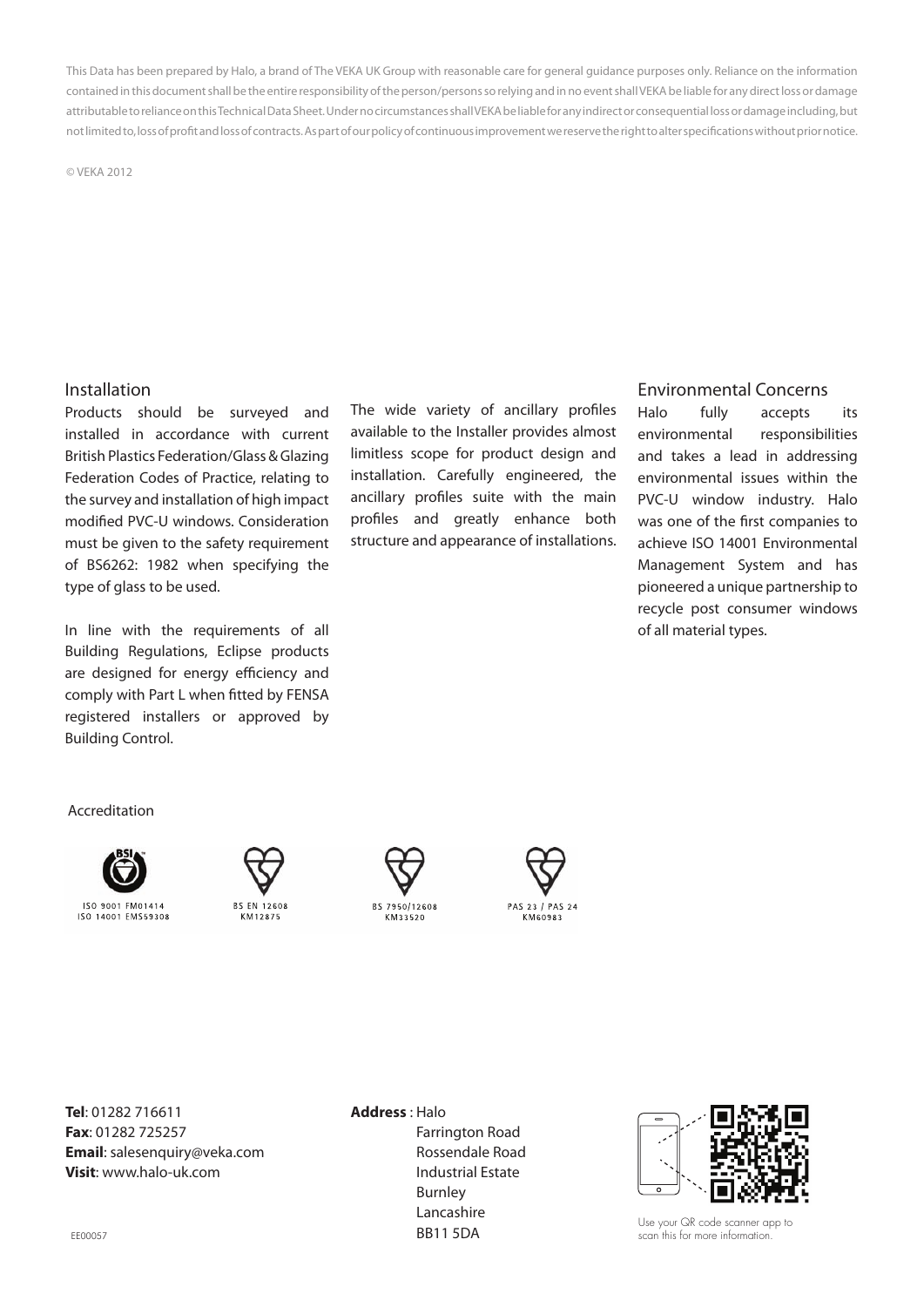This Data has been prepared by Halo, a brand of The VEKA UK Group with reasonable care for general guidance purposes only. Reliance on the information contained in this document shall be the entire responsibility of the person/persons so relying and in no event shall VEKA be liable for any direct loss or damage attributable to reliance on this Technical Data Sheet. Under no circumstances shall VEKA be liable for any indirect or consequential loss or damage including, but not limited to, loss of profit and loss of contracts. As part of our policy of continuous improvement we reserve the right to alter specifications without prior notice.

© VEKA 2012

## Installation

Products should be surveyed and installed in accordance with current British Plastics Federation/Glass & Glazing Federation Codes of Practice, relating to the survey and installation of high impact modified PVC-U windows. Consideration must be given to the safety requirement of BS6262: 1982 when specifying the type of glass to be used.

In line with the requirements of all Building Regulations, Eclipse products are designed for energy efficiency and comply with Part L when fitted by FENSA registered installers or approved by Building Control.

The wide variety of ancillary profiles available to the Installer provides almost limitless scope for product design and installation. Carefully engineered, the ancillary profiles suite with the main profiles and greatly enhance both structure and appearance of installations.

## Environmental Concerns

Halo fully accepts its environmental responsibilities and takes a lead in addressing environmental issues within the PVC-U window industry. Halo was one of the first companies to achieve ISO 14001 Environmental Management System and has pioneered a unique partnership to recycle post consumer windows of all material types.

Accreditation

ISO 9001 FM01414
ISO 14001 EMS59308

BS EN 12608
KM12875

BS 7950/12608
KM33520

PAS 23 / PAS 24
KM60983

**Tel**: 01282 716611
**Fax**: 01282 725257
**Email**: salesenquiry@veka.com
**Visit**: www.halo-uk.com

**Address** : Halo
Farrington Road
Rossendale Road
Industrial Estate
Burnley
Lancashire
BB11 5DA

Use your QR code scanner app to scan this for more information.

EE00057